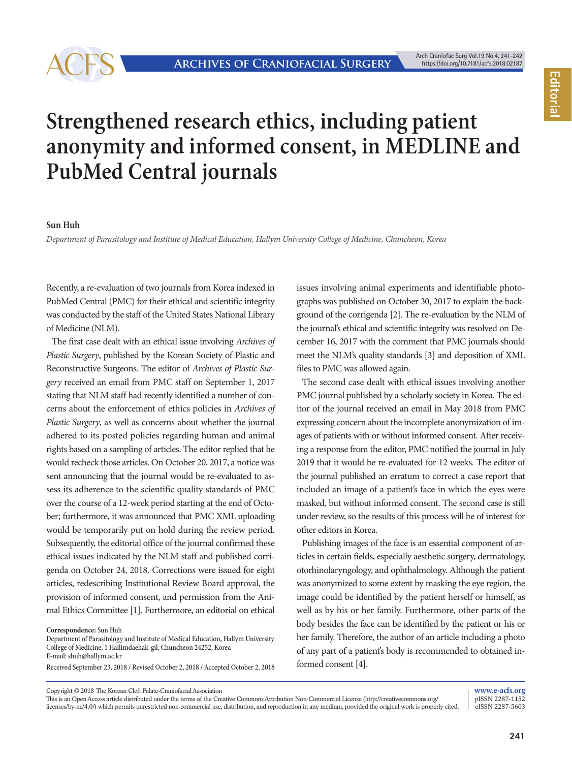# Strengthened research ethics, including patient anonymity and informed consent, in MEDLINE and PubMed Central journals

**Sun Huh**

*Department of Parasitology and Institute of Medical Education, Hallym University College of Medicine, Chuncheon, Korea*

Recently, a re-evaluation of two journals from Korea indexed in PubMed Central (PMC) for their ethical and scientific integrity was conducted by the staff of the United States National Library of Medicine (NLM).

The first case dealt with an ethical issue involving *Archives of Plastic Surgery*, published by the Korean Society of Plastic and Reconstructive Surgeons. The editor of *Archives of Plastic Surgery* received an email from PMC staff on September 1, 2017 stating that NLM staff had recently identified a number of concerns about the enforcement of ethics policies in *Archives of Plastic Surgery*, as well as concerns about whether the journal adhered to its posted policies regarding human and animal rights based on a sampling of articles. The editor replied that he would recheck those articles. On October 20, 2017, a notice was sent announcing that the journal would be re-evaluated to assess its adherence to the scientific quality standards of PMC over the course of a 12-week period starting at the end of October; furthermore, it was announced that PMC XML uploading would be temporarily put on hold during the review period. Subsequently, the editorial office of the journal confirmed these ethical issues indicated by the NLM staff and published corrigenda on October 24, 2018. Corrections were issued for eight articles, redescribing Institutional Review Board approval, the provision of informed consent, and permission from the Animal Ethics Committee [1]. Furthermore, an editorial on ethical issues involving animal experiments and identifiable photographs was published on October 30, 2017 to explain the background of the corrigenda [2]. The re-evaluation by the NLM of the journal's ethical and scientific integrity was resolved on December 16, 2017 with the comment that PMC journals should meet the NLM's quality standards [3] and deposition of XML files to PMC was allowed again.

The second case dealt with ethical issues involving another PMC journal published by a scholarly society in Korea. The editor of the journal received an email in May 2018 from PMC expressing concern about the incomplete anonymization of images of patients with or without informed consent. After receiving a response from the editor, PMC notified the journal in July 2019 that it would be re-evaluated for 12 weeks. The editor of the journal published an erratum to correct a case report that included an image of a patient's face in which the eyes were masked, but without informed consent. The second case is still under review, so the results of this process will be of interest for other editors in Korea.

Publishing images of the face is an essential component of articles in certain fields, especially aesthetic surgery, dermatology, otorhinolaryngology, and ophthalmology. Although the patient was anonymized to some extent by masking the eye region, the image could be identified by the patient herself or himself, as well as by his or her family. Furthermore, other parts of the body besides the face can be identified by the patient or his or her family. Therefore, the author of an article including a photo of any part of a patient's body is recommended to obtained informed consent [4].

**Correspondence:** Sun Huh
Department of Parasitology and Institute of Medical Education, Hallym University College of Medicine, 1 Hallimdaehak-gil, Chuncheon 24252, Korea
E-mail: shuh@hallym.ac.kr

Received September 23, 2018 / Revised October 2, 2018 / Accepted October 2, 2018

Copyright © 2018 The Korean Cleft Palate-Craniofacial Association
This is an Open Access article distributed under the terms of the Creative Commons Attribution Non-Commercial License (http://creativecommons.org/licenses/by-nc/4.0/) which permits unrestricted non-commercial use, distribution, and reproduction in any medium, provided the original work is properly cited.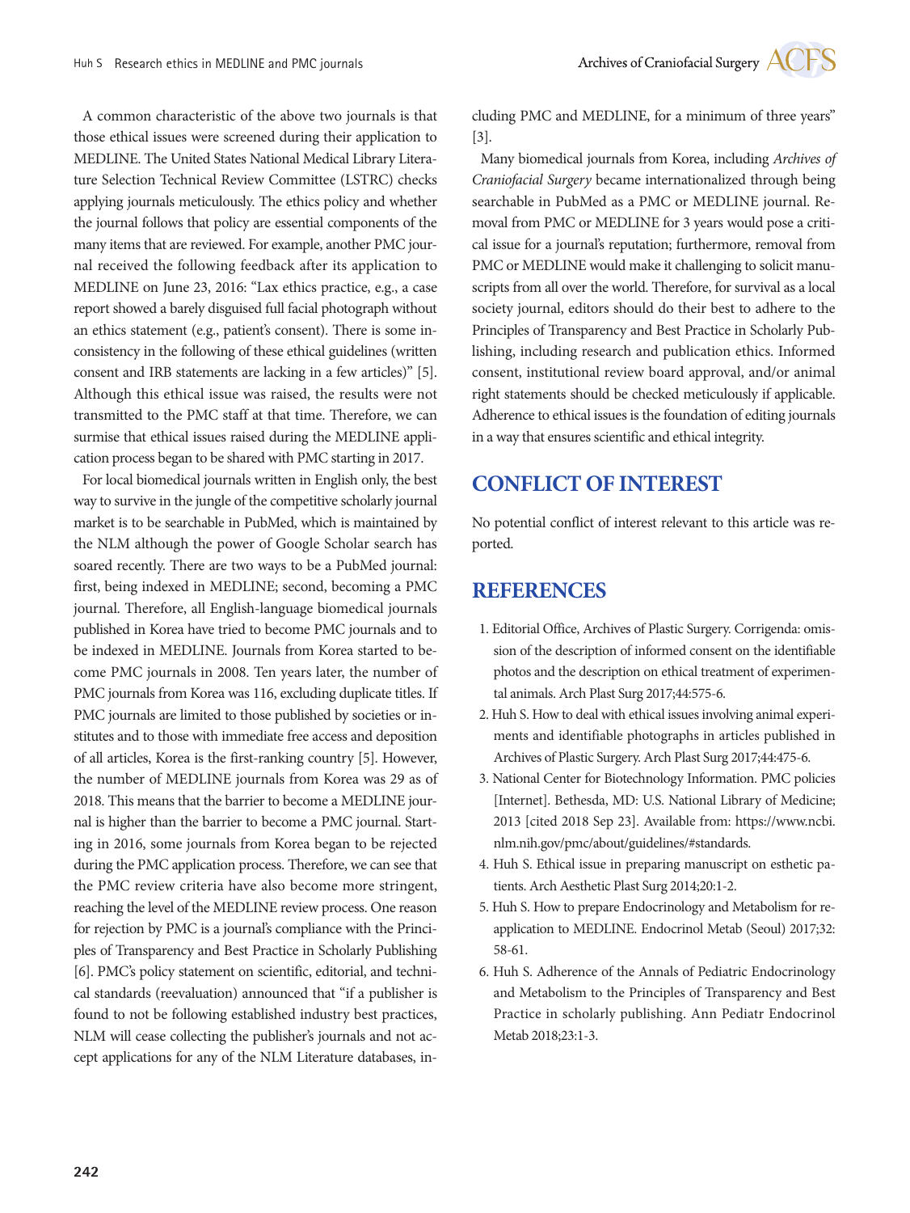A common characteristic of the above two journals is that those ethical issues were screened during their application to MEDLINE. The United States National Medical Library Literature Selection Technical Review Committee (LSTRC) checks applying journals meticulously. The ethics policy and whether the journal follows that policy are essential components of the many items that are reviewed. For example, another PMC journal received the following feedback after its application to MEDLINE on June 23, 2016: "Lax ethics practice, e.g., a case report showed a barely disguised full facial photograph without an ethics statement (e.g., patient's consent). There is some inconsistency in the following of these ethical guidelines (written consent and IRB statements are lacking in a few articles)" [5]. Although this ethical issue was raised, the results were not transmitted to the PMC staff at that time. Therefore, we can surmise that ethical issues raised during the MEDLINE application process began to be shared with PMC starting in 2017.

For local biomedical journals written in English only, the best way to survive in the jungle of the competitive scholarly journal market is to be searchable in PubMed, which is maintained by the NLM although the power of Google Scholar search has soared recently. There are two ways to be a PubMed journal: first, being indexed in MEDLINE; second, becoming a PMC journal. Therefore, all English-language biomedical journals published in Korea have tried to become PMC journals and to be indexed in MEDLINE. Journals from Korea started to become PMC journals in 2008. Ten years later, the number of PMC journals from Korea was 116, excluding duplicate titles. If PMC journals are limited to those published by societies or institutes and to those with immediate free access and deposition of all articles, Korea is the first-ranking country [5]. However, the number of MEDLINE journals from Korea was 29 as of 2018. This means that the barrier to become a MEDLINE journal is higher than the barrier to become a PMC journal. Starting in 2016, some journals from Korea began to be rejected during the PMC application process. Therefore, we can see that the PMC review criteria have also become more stringent, reaching the level of the MEDLINE review process. One reason for rejection by PMC is a journal's compliance with the Principles of Transparency and Best Practice in Scholarly Publishing [6]. PMC's policy statement on scientific, editorial, and technical standards (reevaluation) announced that "if a publisher is found to not be following established industry best practices, NLM will cease collecting the publisher's journals and not accept applications for any of the NLM Literature databases, including PMC and MEDLINE, for a minimum of three years" [3].

Many biomedical journals from Korea, including *Archives of Craniofacial Surgery* became internationalized through being searchable in PubMed as a PMC or MEDLINE journal. Removal from PMC or MEDLINE for 3 years would pose a critical issue for a journal's reputation; furthermore, removal from PMC or MEDLINE would make it challenging to solicit manuscripts from all over the world. Therefore, for survival as a local society journal, editors should do their best to adhere to the Principles of Transparency and Best Practice in Scholarly Publishing, including research and publication ethics. Informed consent, institutional review board approval, and/or animal right statements should be checked meticulously if applicable. Adherence to ethical issues is the foundation of editing journals in a way that ensures scientific and ethical integrity.

## CONFLICT OF INTEREST

No potential conflict of interest relevant to this article was reported.

## REFERENCES

1. Editorial Office, Archives of Plastic Surgery. Corrigenda: omission of the description of informed consent on the identifiable photos and the description on ethical treatment of experimental animals. Arch Plast Surg 2017;44:575-6.
2. Huh S. How to deal with ethical issues involving animal experiments and identifiable photographs in articles published in Archives of Plastic Surgery. Arch Plast Surg 2017;44:475-6.
3. National Center for Biotechnology Information. PMC policies [Internet]. Bethesda, MD: U.S. National Library of Medicine; 2013 [cited 2018 Sep 23]. Available from: https://www.ncbi.nlm.nih.gov/pmc/about/guidelines/#standards.
4. Huh S. Ethical issue in preparing manuscript on esthetic patients. Arch Aesthetic Plast Surg 2014;20:1-2.
5. Huh S. How to prepare Endocrinology and Metabolism for reapplication to MEDLINE. Endocrinol Metab (Seoul) 2017;32:58-61.
6. Huh S. Adherence of the Annals of Pediatric Endocrinology and Metabolism to the Principles of Transparency and Best Practice in scholarly publishing. Ann Pediatr Endocrinol Metab 2018;23:1-3.